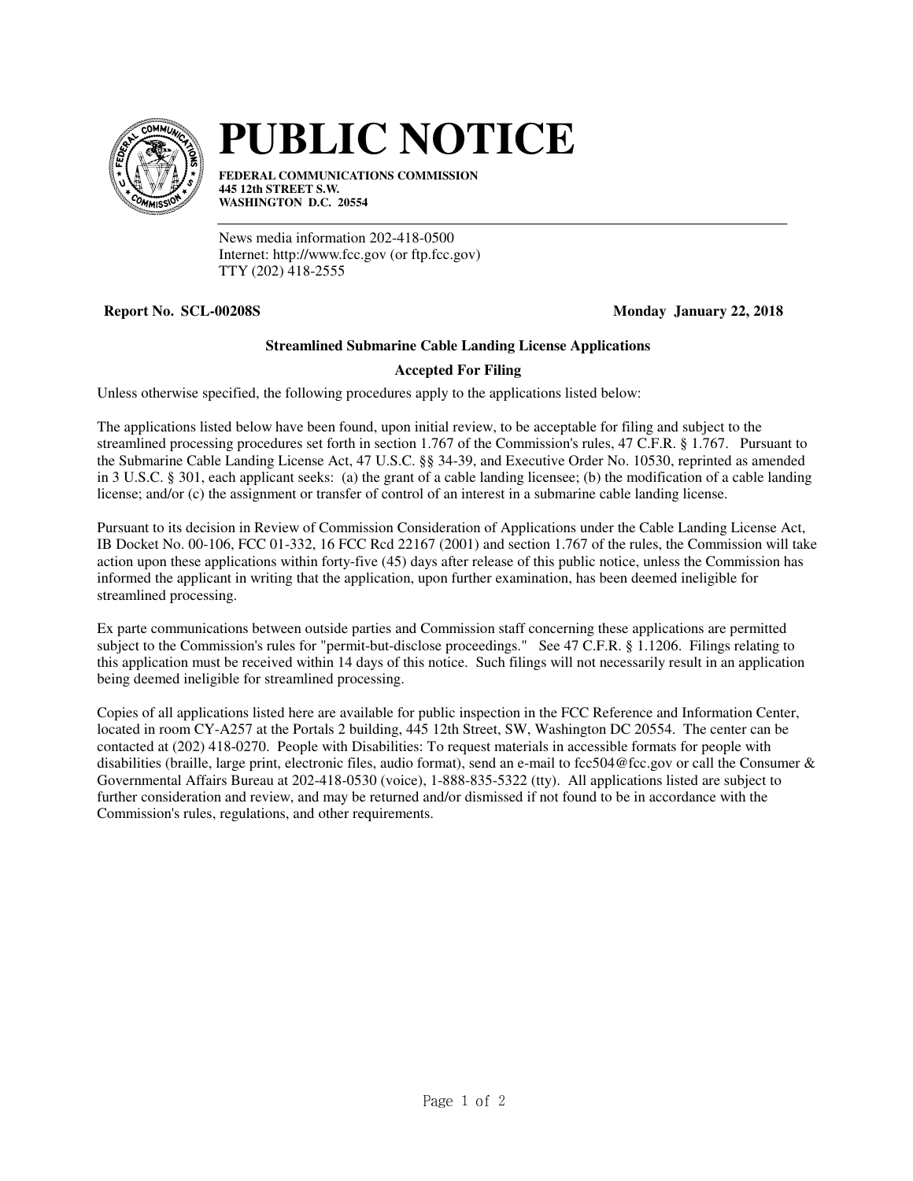# PUBLIC NOTICE

**FEDERAL COMMUNICATIONS COMMISSION**
**445 12th STREET S.W.**
**WASHINGTON D.C. 20554**

News media information 202-418-0500
Internet: http://www.fcc.gov (or ftp.fcc.gov)
TTY (202) 418-2555

**Report No. SCL-00208S** **Monday January 22, 2018**

**Streamlined Submarine Cable Landing License Applications**

**Accepted For Filing**

Unless otherwise specified, the following procedures apply to the applications listed below:

The applications listed below have been found, upon initial review, to be acceptable for filing and subject to the streamlined processing procedures set forth in section 1.767 of the Commission's rules, 47 C.F.R. § 1.767. Pursuant to the Submarine Cable Landing License Act, 47 U.S.C. §§ 34-39, and Executive Order No. 10530, reprinted as amended in 3 U.S.C. § 301, each applicant seeks: (a) the grant of a cable landing licensee; (b) the modification of a cable landing license; and/or (c) the assignment or transfer of control of an interest in a submarine cable landing license.

Pursuant to its decision in Review of Commission Consideration of Applications under the Cable Landing License Act, IB Docket No. 00-106, FCC 01-332, 16 FCC Rcd 22167 (2001) and section 1.767 of the rules, the Commission will take action upon these applications within forty-five (45) days after release of this public notice, unless the Commission has informed the applicant in writing that the application, upon further examination, has been deemed ineligible for streamlined processing.

Ex parte communications between outside parties and Commission staff concerning these applications are permitted subject to the Commission's rules for "permit-but-disclose proceedings." See 47 C.F.R. § 1.1206. Filings relating to this application must be received within 14 days of this notice. Such filings will not necessarily result in an application being deemed ineligible for streamlined processing.

Copies of all applications listed here are available for public inspection in the FCC Reference and Information Center, located in room CY-A257 at the Portals 2 building, 445 12th Street, SW, Washington DC 20554. The center can be contacted at (202) 418-0270. People with Disabilities: To request materials in accessible formats for people with disabilities (braille, large print, electronic files, audio format), send an e-mail to fcc504@fcc.gov or call the Consumer & Governmental Affairs Bureau at 202-418-0530 (voice), 1-888-835-5322 (tty). All applications listed are subject to further consideration and review, and may be returned and/or dismissed if not found to be in accordance with the Commission's rules, regulations, and other requirements.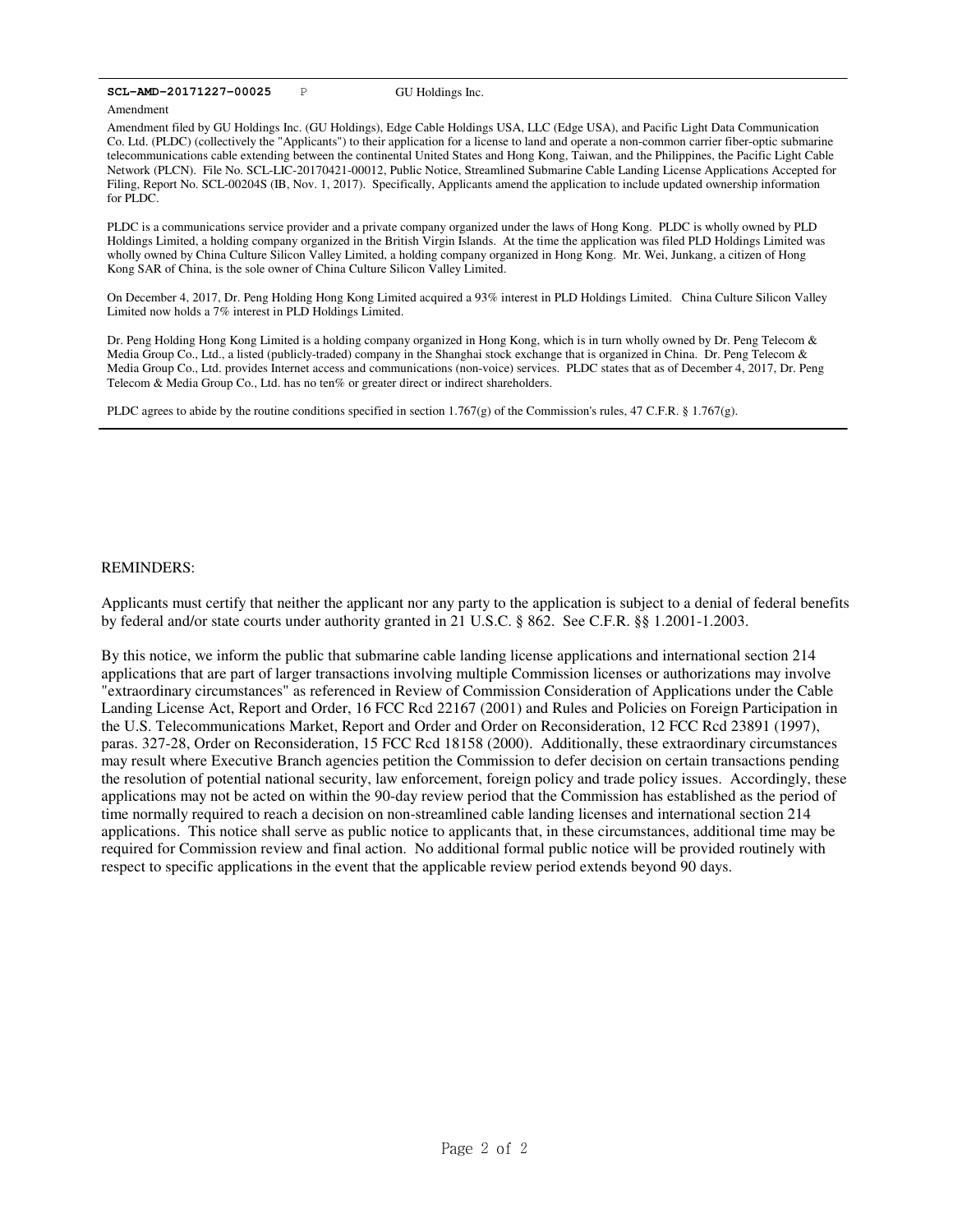**SCL-AMD-20171227-00025** P GU Holdings Inc.

Amendment

Amendment filed by GU Holdings Inc. (GU Holdings), Edge Cable Holdings USA, LLC (Edge USA), and Pacific Light Data Communication Co. Ltd. (PLDC) (collectively the "Applicants") to their application for a license to land and operate a non-common carrier fiber-optic submarine telecommunications cable extending between the continental United States and Hong Kong, Taiwan, and the Philippines, the Pacific Light Cable Network (PLCN). File No. SCL-LIC-20170421-00012, Public Notice, Streamlined Submarine Cable Landing License Applications Accepted for Filing, Report No. SCL-00204S (IB, Nov. 1, 2017). Specifically, Applicants amend the application to include updated ownership information for PLDC.

PLDC is a communications service provider and a private company organized under the laws of Hong Kong. PLDC is wholly owned by PLD Holdings Limited, a holding company organized in the British Virgin Islands. At the time the application was filed PLD Holdings Limited was wholly owned by China Culture Silicon Valley Limited, a holding company organized in Hong Kong. Mr. Wei, Junkang, a citizen of Hong Kong SAR of China, is the sole owner of China Culture Silicon Valley Limited.

On December 4, 2017, Dr. Peng Holding Hong Kong Limited acquired a 93% interest in PLD Holdings Limited. China Culture Silicon Valley Limited now holds a 7% interest in PLD Holdings Limited.

Dr. Peng Holding Hong Kong Limited is a holding company organized in Hong Kong, which is in turn wholly owned by Dr. Peng Telecom & Media Group Co., Ltd., a listed (publicly-traded) company in the Shanghai stock exchange that is organized in China. Dr. Peng Telecom & Media Group Co., Ltd. provides Internet access and communications (non-voice) services. PLDC states that as of December 4, 2017, Dr. Peng Telecom & Media Group Co., Ltd. has no ten% or greater direct or indirect shareholders.

PLDC agrees to abide by the routine conditions specified in section 1.767(g) of the Commission's rules, 47 C.F.R. § 1.767(g).

REMINDERS:

Applicants must certify that neither the applicant nor any party to the application is subject to a denial of federal benefits by federal and/or state courts under authority granted in 21 U.S.C. § 862. See C.F.R. §§ 1.2001-1.2003.

By this notice, we inform the public that submarine cable landing license applications and international section 214 applications that are part of larger transactions involving multiple Commission licenses or authorizations may involve "extraordinary circumstances" as referenced in Review of Commission Consideration of Applications under the Cable Landing License Act, Report and Order, 16 FCC Rcd 22167 (2001) and Rules and Policies on Foreign Participation in the U.S. Telecommunications Market, Report and Order and Order on Reconsideration, 12 FCC Rcd 23891 (1997), paras. 327-28, Order on Reconsideration, 15 FCC Rcd 18158 (2000). Additionally, these extraordinary circumstances may result where Executive Branch agencies petition the Commission to defer decision on certain transactions pending the resolution of potential national security, law enforcement, foreign policy and trade policy issues. Accordingly, these applications may not be acted on within the 90-day review period that the Commission has established as the period of time normally required to reach a decision on non-streamlined cable landing licenses and international section 214 applications. This notice shall serve as public notice to applicants that, in these circumstances, additional time may be required for Commission review and final action. No additional formal public notice will be provided routinely with respect to specific applications in the event that the applicable review period extends beyond 90 days.